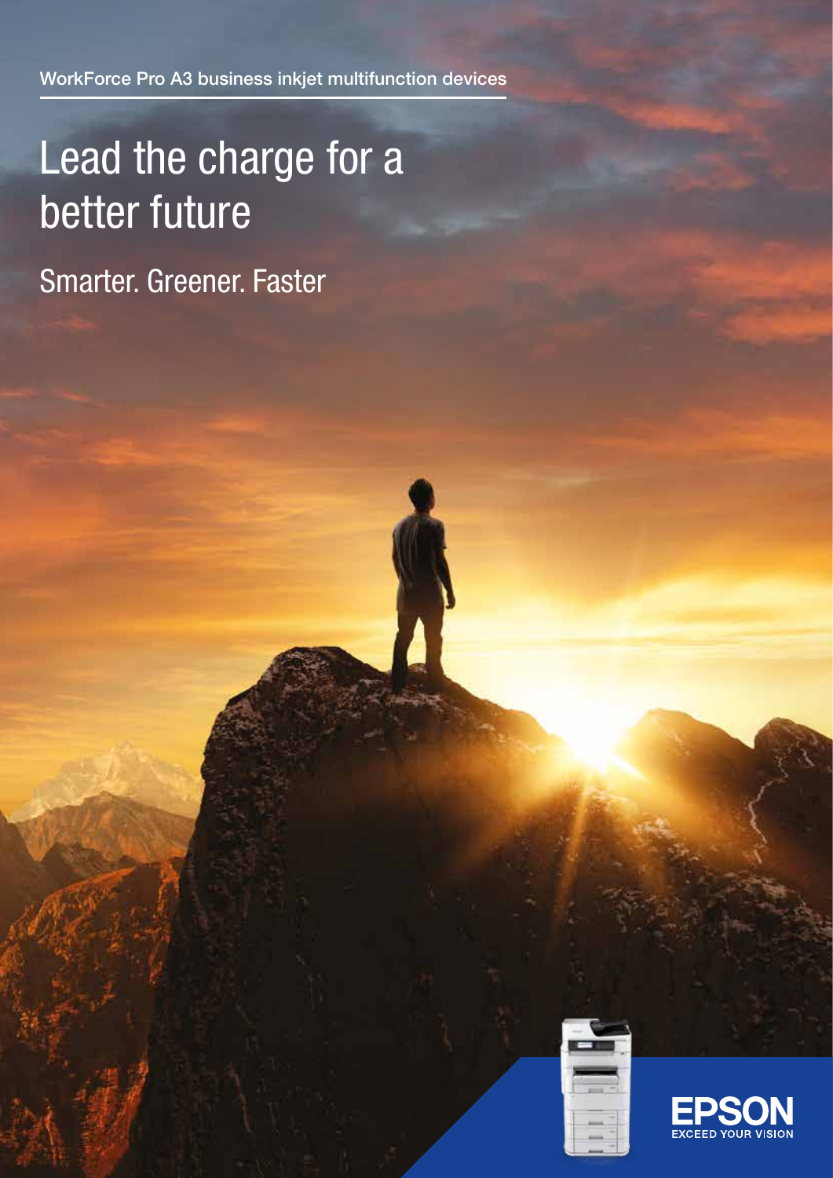WorkForce Pro A3 business inkjet multifunction devices

# Lead the charge for a better future

## Smarter. Greener. Faster

EPSON
EXCEED YOUR VISION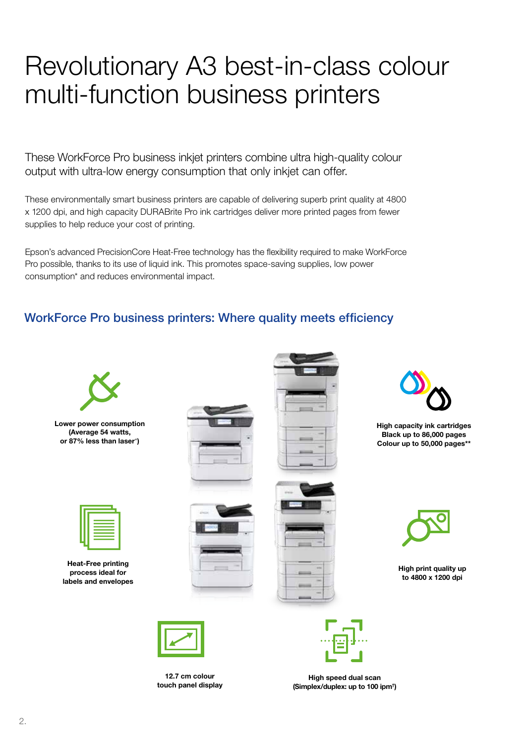# Revolutionary A3 best-in-class colour multi-function business printers

These WorkForce Pro business inkjet printers combine ultra high-quality colour output with ultra-low energy consumption that only inkjet can offer.

These environmentally smart business printers are capable of delivering superb print quality at 4800 x 1200 dpi, and high capacity DURABrite Pro ink cartridges deliver more printed pages from fewer supplies to help reduce your cost of printing.

Epson's advanced PrecisionCore Heat-Free technology has the flexibility required to make WorkForce Pro possible, thanks to its use of liquid ink. This promotes space-saving supplies, low power consumption* and reduces environmental impact.

## WorkForce Pro business printers: Where quality meets efficiency

**Lower power consumption (Average 54 watts, or 87% less than laser*)**

**High capacity ink cartridges Black up to 86,000 pages Colour up to 50,000 pages**\*\*

**Heat-Free printing process ideal for labels and envelopes**

**High print quality up to 4800 x 1200 dpi**

**12.7 cm colour touch panel display**

**High speed dual scan (Simplex/duplex: up to 100 ipm†)**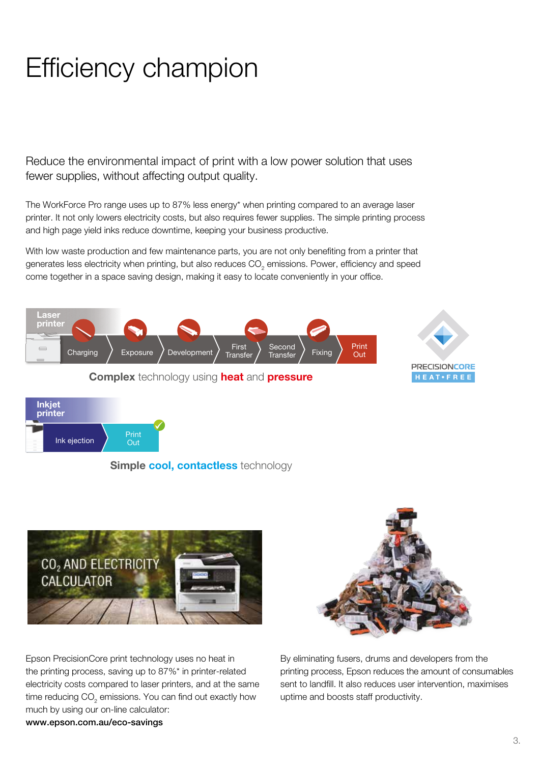# Efficiency champion

Reduce the environmental impact of print with a low power solution that uses fewer supplies, without affecting output quality.

The WorkForce Pro range uses up to 87% less energy* when printing compared to an average laser printer. It not only lowers electricity costs, but also requires fewer supplies. The simple printing process and high page yield inks reduce downtime, keeping your business productive.

With low waste production and few maintenance parts, you are not only benefiting from a printer that generates less electricity when printing, but also reduces $CO_2$ emissions. Power, efficiency and speed come together in a space saving design, making it easy to locate conveniently in your office.

**Laser printer**

Charging → Exposure → Development → First Transfer → Second Transfer → Fixing → Print Out

**Complex** technology using **heat** and **pressure**

PRECISIONCORE HEAT•FREE

**Inkjet printer**

Ink ejection → Print Out

**Simple cool, contactless** technology

$CO_2$ AND ELECTRICITY CALCULATOR

Epson PrecisionCore print technology uses no heat in the printing process, saving up to 87%* in printer-related electricity costs compared to laser printers, and at the same time reducing $CO_2$ emissions. You can find out exactly how much by using our on-line calculator:
**www.epson.com.au/eco-savings**

By eliminating fusers, drums and developers from the printing process, Epson reduces the amount of consumables sent to landfill. It also reduces user intervention, maximises uptime and boosts staff productivity.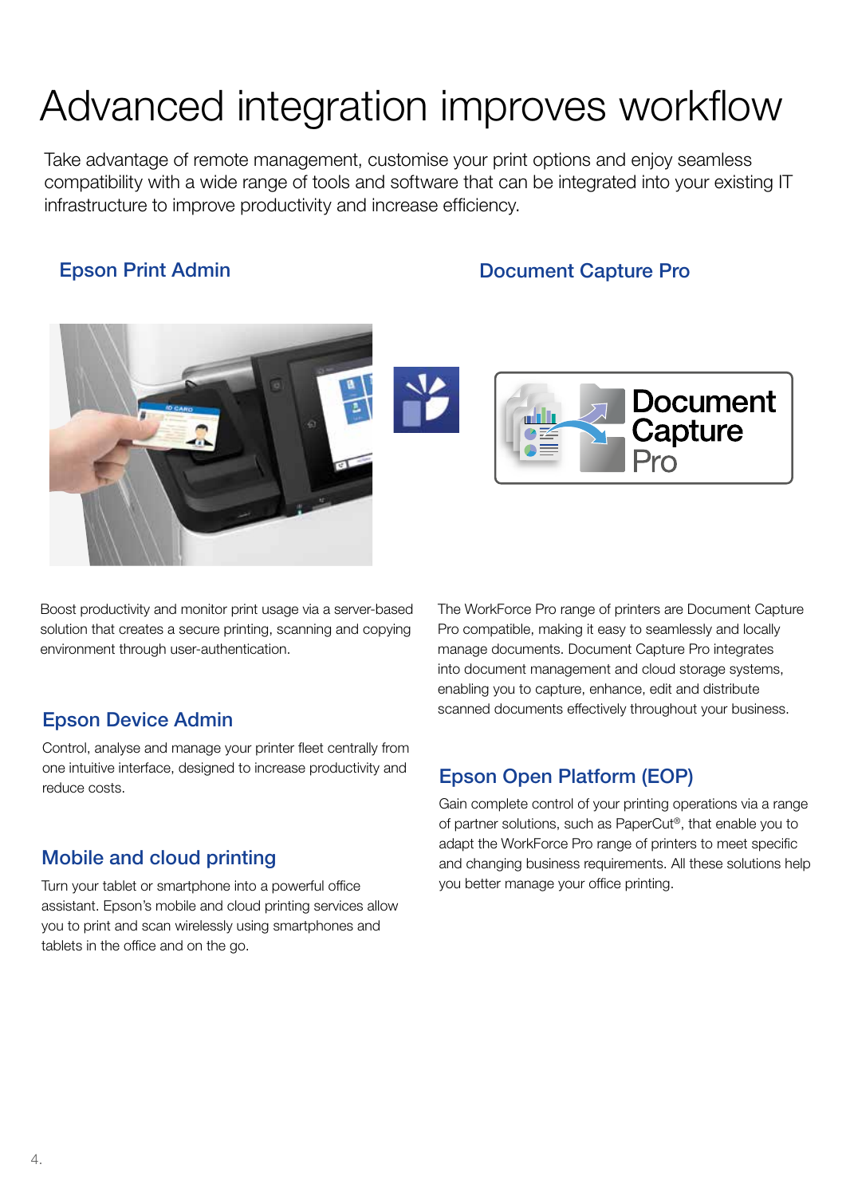# Advanced integration improves workflow

Take advantage of remote management, customise your print options and enjoy seamless compatibility with a wide range of tools and software that can be integrated into your existing IT infrastructure to improve productivity and increase efficiency.

## Epson Print Admin

Boost productivity and monitor print usage via a server-based solution that creates a secure printing, scanning and copying environment through user-authentication.

## Epson Device Admin

Control, analyse and manage your printer fleet centrally from one intuitive interface, designed to increase productivity and reduce costs.

## Mobile and cloud printing

Turn your tablet or smartphone into a powerful office assistant. Epson's mobile and cloud printing services allow you to print and scan wirelessly using smartphones and tablets in the office and on the go.

## Document Capture Pro

The WorkForce Pro range of printers are Document Capture Pro compatible, making it easy to seamlessly and locally manage documents. Document Capture Pro integrates into document management and cloud storage systems, enabling you to capture, enhance, edit and distribute scanned documents effectively throughout your business.

## Epson Open Platform (EOP)

Gain complete control of your printing operations via a range of partner solutions, such as PaperCut®, that enable you to adapt the WorkForce Pro range of printers to meet specific and changing business requirements. All these solutions help you better manage your office printing.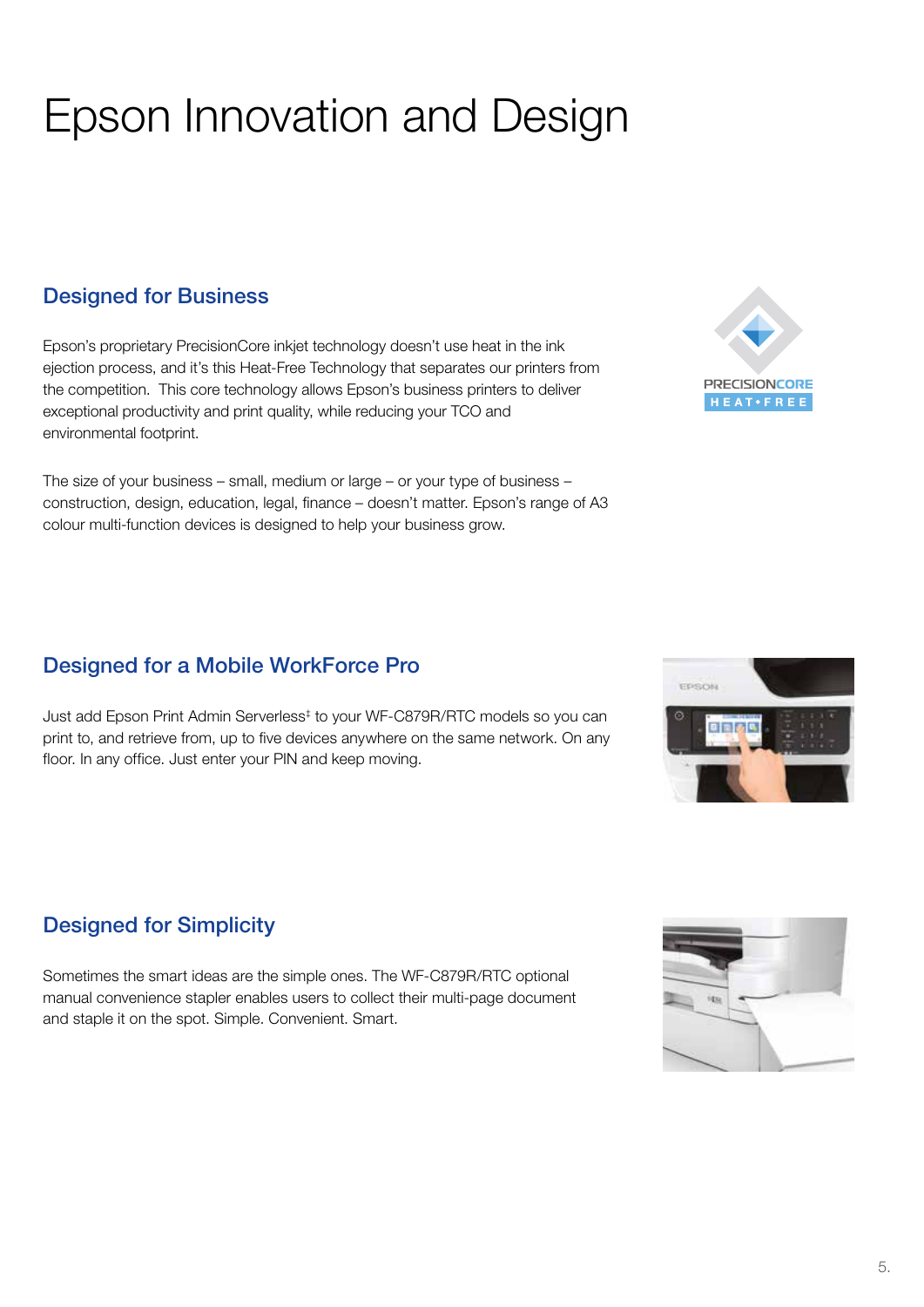# Epson Innovation and Design

## Designed for Business

Epson's proprietary PrecisionCore inkjet technology doesn't use heat in the ink ejection process, and it's this Heat-Free Technology that separates our printers from the competition. This core technology allows Epson's business printers to deliver exceptional productivity and print quality, while reducing your TCO and environmental footprint.

The size of your business – small, medium or large – or your type of business – construction, design, education, legal, finance – doesn't matter. Epson's range of A3 colour multi-function devices is designed to help your business grow.

## Designed for a Mobile WorkForce Pro

Just add Epson Print Admin Serverless‡ to your WF-C879R/RTC models so you can print to, and retrieve from, up to five devices anywhere on the same network. On any floor. In any office. Just enter your PIN and keep moving.

## Designed for Simplicity

Sometimes the smart ideas are the simple ones. The WF-C879R/RTC optional manual convenience stapler enables users to collect their multi-page document and staple it on the spot. Simple. Convenient. Smart.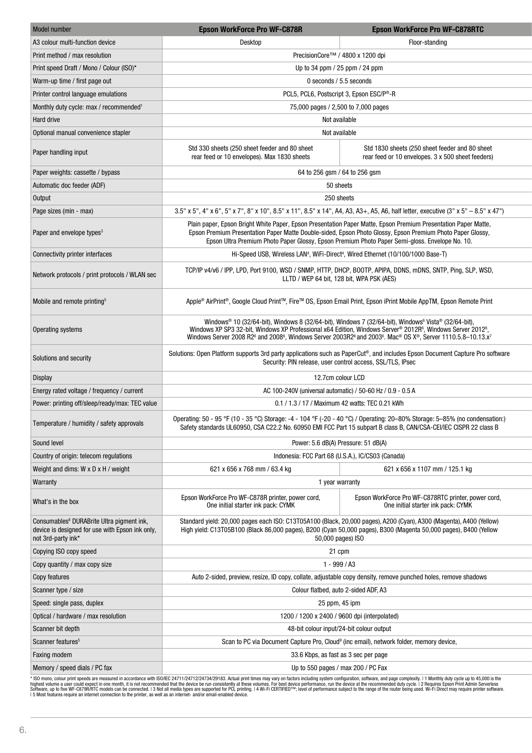| Model number | Epson WorkForce Pro WF-C878R | Epson WorkForce Pro WF-C878RTC |
|---|---|---|
| A3 colour multi-function device | Desktop | Floor-standing |
| Print method / max resolution | PrecisionCore™ / 4800 x 1200 dpi | |
| Print speed Draft / Mono / Colour (ISO)* | Up to 34 ppm / 25 ppm / 24 ppm | |
| Warm-up time / first page out | 0 seconds / 5.5 seconds | |
| Printer control language emulations | PCL5, PCL6, Postscript 3, Epson ESC/P®-R | |
| Monthly duty cycle: max / recommended[1] | 75,000 pages / 2,500 to 7,000 pages | |
| Hard drive | Not available | |
| Optional manual convenience stapler | Not available | |
| Paper handling input | Std 330 sheets (250 sheet feeder and 80 sheet rear feed or 10 envelopes). Max 1830 sheets | Std 1830 sheets (250 sheet feeder and 80 sheet rear feed or 10 envelopes. 3 x 500 sheet feeders) |
| Paper weights: cassette / bypass | 64 to 256 gsm / 64 to 256 gsm | |
| Automatic doc feeder (ADF) | 50 sheets | |
| Output | 250 sheets | |
| Page sizes (min - max) | 3.5" x 5", 4" x 6", 5" x 7", 8" x 10", 8.5" x 11", 8.5" x 14", A4, A3, A3+, A5, A6, half letter, executive (3" x 5" – 8.5" x 47") | |
| Paper and envelope types[3] | Plain paper, Epson Bright White Paper, Epson Presentation Paper Matte, Epson Premium Presentation Paper Matte, Epson Premium Presentation Paper Matte Double-sided, Epson Photo Glossy, Epson Premium Photo Paper Glossy, Epson Ultra Premium Photo Paper Glossy, Epson Premium Photo Paper Semi-gloss. Envelope No. 10. | |
| Connectivity printer interfaces | Hi-Speed USB, Wireless LAN[4], WiFi-Direct[4], Wired Ethernet (10/100/1000 Base-T) | |
| Network protocols / print protocols / WLAN sec | TCP/IP v4/v6 / IPP, LPD, Port 9100, WSD / SNMP, HTTP, DHCP, BOOTP, APIPA, DDNS, mDNS, SNTP, Ping, SLP, WSD, LLTD / WEP 64 bit, 128 bit, WPA PSK (AES) | |
| Mobile and remote printing[5] | Apple® AirPrint®, Google Cloud Print™, Fire™ OS, Epson Email Print, Epson iPrint Mobile AppTM, Epson Remote Print | |
| Operating systems | Windows® 10 (32/64-bit), Windows 8 (32/64-bit), Windows 7 (32/64-bit), Windows[6] Vista® (32/64-bit), Windows XP SP3 32-bit, Windows XP Professional x64 Edition, Windows Server® 2012R[6], Windows Server 2012[6], Windows Server 2008 R2[6] and 2008[6], Windows Server 2003R2[6] and 2003[6]. Mac® OS X®, Server 1110.5.8–10.13.x[7] | |
| Solutions and security | Solutions: Open Platform supports 3rd party applications such as PaperCut®, and includes Epson Document Capture Pro software Security: PIN release, user control access, SSL/TLS, IPsec | |
| Display | 12.7cm colour LCD | |
| Energy rated voltage / frequency / current | AC 100-240V (universal automatic) / 50-60 Hz / 0.9 - 0.5 A | |
| Power: printing off/sleep/ready/max: TEC value | 0.1 / 1.3 / 17 / Maximum 42 watts: TEC 0.21 kWh | |
| Temperature / humidity / safety approvals | Operating: 50 - 95 °F (10 - 35 °C) Storage: -4 - 104 °F (-20 - 40 °C) / Operating: 20–80% Storage: 5–85% (no condensation:) Safety standards UL60950, CSA C22.2 No. 60950 EMI FCC Part 15 subpart B class B, CAN/CSA-CEI/IEC CISPR 22 class B | |
| Sound level | Power: 5.6 dB(A) Pressure: 51 dB(A) | |
| Country of origin: telecom regulations | Indonesia: FCC Part 68 (U.S.A.), IC/CS03 (Canada) | |
| Weight and dims: W x D x H / weight | 621 x 656 x 768 mm / 63.4 kg | 621 x 656 x 1107 mm / 125.1 kg |
| Warranty | 1 year warranty | |
| What's in the box | Epson WorkForce Pro WF-C878R printer, power cord, One initial starter ink pack: CYMK | Epson WorkForce Pro WF-C878RTC printer, power cord, One initial starter ink pack: CYMK |
| Consumables[8] DURABrite Ultra pigment ink, device is designed for use with Epson ink only, not 3rd-party ink* | Standard yield: 20,000 pages each ISO: C13T05A100 (Black, 20,000 pages), A200 (Cyan), A300 (Magenta), A400 (Yellow) High yield: C13T05B100 (Black 86,000 pages), B200 (Cyan 50,000 pages), B300 (Magenta 50,000 pages), B400 (Yellow 50,000 pages) ISO | |
| Copying ISO copy speed | 21 cpm | |
| Copy quantity / max copy size | 1 - 999 / A3 | |
| Copy features | Auto 2-sided, preview, resize, ID copy, collate, adjustable copy density, remove punched holes, remove shadows | |
| Scanner type / size | Colour flatbed, auto 2-sided ADF, A3 | |
| Speed: single pass, duplex | 25 ppm, 45 ipm | |
| Optical / hardware / max resolution | 1200 / 1200 x 2400 / 9600 dpi (interpolated) | |
| Scanner bit depth | 48-bit colour input/24-bit colour output | |
| Scanner features[5] | Scan to PC via Document Capture Pro, Cloud[9] (inc email), network folder, memory device, | |
| Faxing modem | 33.6 Kbps, as fast as 3 sec per page | |
| Memory / speed dials / PC fax | Up to 550 pages / max 200 / PC Fax | |

* ISO mono, colour print speeds are measured in accordance with ISO/IEC 24711/24712/24734/29183. Actual print times may vary on factors including system configuration, software, and page complexity. | 1 Monthly duty cycle up to 45,000 is the highest volume a user could expect in one month, it is not recommended that the device be run consistently at these volumes. For best device performance, run the device at the recommended duty cycle. | 2 Requires Epson Print Admin Serverless Software, up to five WF-C879R/RTC models can be connected. | 3 Not all media types are supported for PCL printing. | 4 Wi-Fi CERTIFIED™; level of performance subject to the range of the router being used. Wi-Fi Direct may require printer software. | 5 Most features require an internet connection to the printer, as well as an internet- and/or email-enabled device.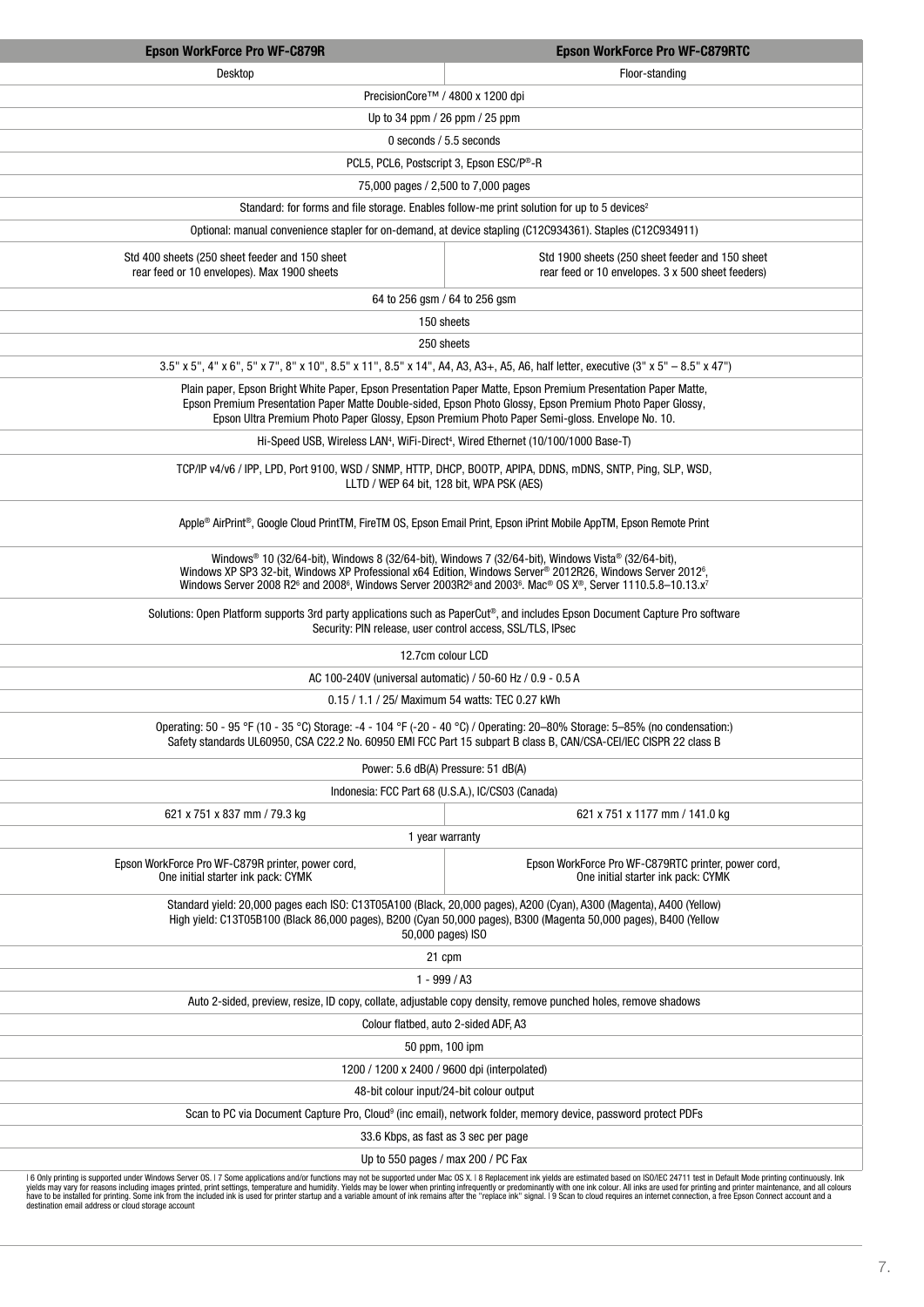| Epson WorkForce Pro WF-C879R | Epson WorkForce Pro WF-C879RTC |
|---|---|
| Desktop | Floor-standing |
| PrecisionCore™ / 4800 x 1200 dpi | |
| Up to 34 ppm / 26 ppm / 25 ppm | |
| 0 seconds / 5.5 seconds | |
| PCL5, PCL6, Postscript 3, Epson ESC/P®-R | |
| 75,000 pages / 2,500 to 7,000 pages | |
| Standard: for forms and file storage. Enables follow-me print solution for up to 5 devices[2] | |
| Optional: manual convenience stapler for on-demand, at device stapling (C12C934361). Staples (C12C934911) | |
| Std 400 sheets (250 sheet feeder and 150 sheet rear feed or 10 envelopes). Max 1900 sheets | Std 1900 sheets (250 sheet feeder and 150 sheet rear feed or 10 envelopes. 3 x 500 sheet feeders) |
| 64 to 256 gsm / 64 to 256 gsm | |
| 150 sheets | |
| 250 sheets | |
| 3.5" x 5", 4" x 6", 5" x 7", 8" x 10", 8.5" x 11", 8.5" x 14", A4, A3, A3+, A5, A6, half letter, executive (3" x 5" – 8.5" x 47") | |
| Plain paper, Epson Bright White Paper, Epson Presentation Paper Matte, Epson Premium Presentation Paper Matte, Epson Premium Presentation Paper Matte Double-sided, Epson Photo Glossy, Epson Premium Photo Paper Glossy, Epson Ultra Premium Photo Paper Glossy, Epson Premium Photo Paper Semi-gloss. Envelope No. 10. | |
| Hi-Speed USB, Wireless LAN[4], WiFi-Direct[4], Wired Ethernet (10/100/1000 Base-T) | |
| TCP/IP v4/v6 / IPP, LPD, Port 9100, WSD / SNMP, HTTP, DHCP, BOOTP, APIPA, DDNS, mDNS, SNTP, Ping, SLP, WSD, LLTD / WEP 64 bit, 128 bit, WPA PSK (AES) | |
| Apple® AirPrint®, Google Cloud PrintTM, FireTM OS, Epson Email Print, Epson iPrint Mobile AppTM, Epson Remote Print | |
| Windows® 10 (32/64-bit), Windows 8 (32/64-bit), Windows 7 (32/64-bit), Windows Vista® (32/64-bit), Windows XP SP3 32-bit, Windows XP Professional x64 Edition, Windows Server® 2012R26, Windows Server 2012[6], Windows Server 2008 R2[6] and 2008[6], Windows Server 2003R2[6] and 2003[6]. Mac® OS X®, Server 1110.5.8–10.13.x[7] | |
| Solutions: Open Platform supports 3rd party applications such as PaperCut®, and includes Epson Document Capture Pro software Security: PIN release, user control access, SSL/TLS, IPsec | |
| 12.7cm colour LCD | |
| AC 100-240V (universal automatic) / 50-60 Hz / 0.9 - 0.5 A | |
| 0.15 / 1.1 / 25/ Maximum 54 watts: TEC 0.27 kWh | |
| Operating: 50 - 95 °F (10 - 35 °C) Storage: -4 - 104 °F (-20 - 40 °C) / Operating: 20–80% Storage: 5–85% (no condensation:) Safety standards UL60950, CSA C22.2 No. 60950 EMI FCC Part 15 subpart B class B, CAN/CSA-CEI/IEC CISPR 22 class B | |
| Power: 5.6 dB(A) Pressure: 51 dB(A) | |
| Indonesia: FCC Part 68 (U.S.A.), IC/CS03 (Canada) | |
| 621 x 751 x 837 mm / 79.3 kg | 621 x 751 x 1177 mm / 141.0 kg |
| 1 year warranty | |
| Epson WorkForce Pro WF-C879R printer, power cord, One initial starter ink pack: CYMK | Epson WorkForce Pro WF-C879RTC printer, power cord, One initial starter ink pack: CYMK |
| Standard yield: 20,000 pages each ISO: C13T05A100 (Black, 20,000 pages), A200 (Cyan), A300 (Magenta), A400 (Yellow) High yield: C13T05B100 (Black 86,000 pages), B200 (Cyan 50,000 pages), B300 (Magenta 50,000 pages), B400 (Yellow 50,000 pages) ISO | |
| 21 cpm | |
| 1 - 999 / A3 | |
| Auto 2-sided, preview, resize, ID copy, collate, adjustable copy density, remove punched holes, remove shadows | |
| Colour flatbed, auto 2-sided ADF, A3 | |
| 50 ppm, 100 ipm | |
| 1200 / 1200 x 2400 / 9600 dpi (interpolated) | |
| 48-bit colour input/24-bit colour output | |
| Scan to PC via Document Capture Pro, Cloud[9] (inc email), network folder, memory device, password protect PDFs | |
| 33.6 Kbps, as fast as 3 sec per page | |
| Up to 550 pages / max 200 / PC Fax | |

| 6 Only printing is supported under Windows Server OS. | 7 Some applications and/or functions may not be supported under Mac OS X. | 8 Replacement ink yields are estimated based on ISO/IEC 24711 test in Default Mode printing continuously. Ink yields may vary for reasons including images printed, print settings, temperature and humidity. Yields may be lower when printing infrequently or predominantly with one ink colour. All inks are used for printing and printer maintenance, and all colours have to be installed for printing. Some ink from the included ink is used for printer startup and a variable amount of ink remains after the "replace ink" signal. | 9 Scan to cloud requires an internet connection, a free Epson Connect account and a destination email address or cloud storage account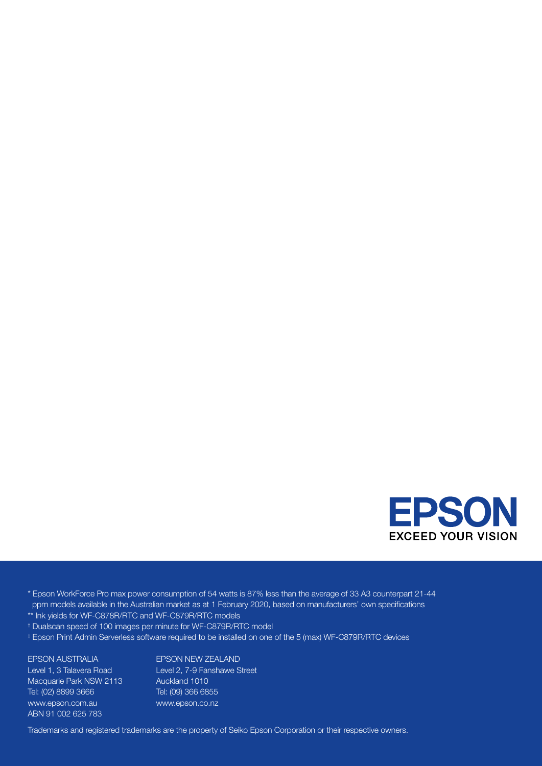EPSON

EXCEED YOUR VISION

* Epson WorkForce Pro max power consumption of 54 watts is 87% less than the average of 33 A3 counterpart 21-44 ppm models available in the Australian market as at 1 February 2020, based on manufacturers' own specifications

** Ink yields for WF-C878R/RTC and WF-C879R/RTC models

† Dualscan speed of 100 images per minute for WF-C879R/RTC model

‡ Epson Print Admin Serverless software required to be installed on one of the 5 (max) WF-C879R/RTC devices

EPSON AUSTRALIA
Level 1, 3 Talavera Road
Macquarie Park NSW 2113
Tel: (02) 8899 3666
www.epson.com.au
ABN 91 002 625 783

EPSON NEW ZEALAND
Level 2, 7-9 Fanshawe Street
Auckland 1010
Tel: (09) 366 6855
www.epson.co.nz

Trademarks and registered trademarks are the property of Seiko Epson Corporation or their respective owners.